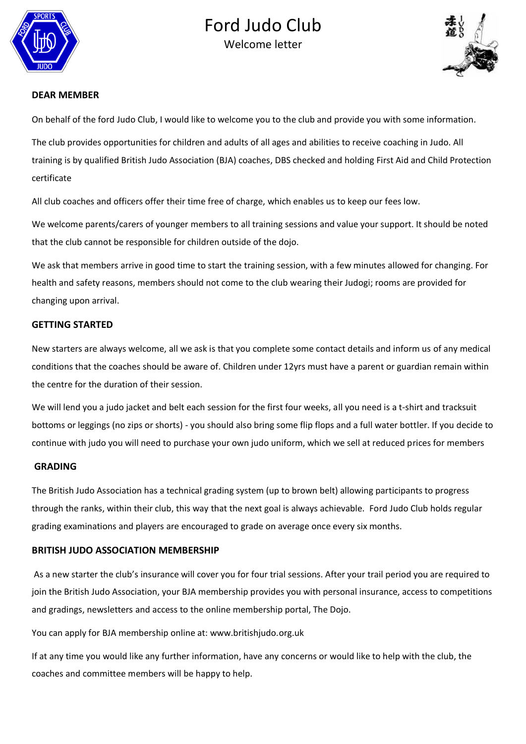# Ford Judo Club

## Welcome letter

**DEAR MEMBER**

On behalf of the ford Judo Club, I would like to welcome you to the club and provide you with some information.

The club provides opportunities for children and adults of all ages and abilities to receive coaching in Judo. All training is by qualified British Judo Association (BJA) coaches, DBS checked and holding First Aid and Child Protection certificate

All club coaches and officers offer their time free of charge, which enables us to keep our fees low.

We welcome parents/carers of younger members to all training sessions and value your support. It should be noted that the club cannot be responsible for children outside of the dojo.

We ask that members arrive in good time to start the training session, with a few minutes allowed for changing. For health and safety reasons, members should not come to the club wearing their Judogi; rooms are provided for changing upon arrival.

**GETTING STARTED**

New starters are always welcome, all we ask is that you complete some contact details and inform us of any medical conditions that the coaches should be aware of. Children under 12yrs must have a parent or guardian remain within the centre for the duration of their session.

We will lend you a judo jacket and belt each session for the first four weeks, all you need is a t-shirt and tracksuit bottoms or leggings (no zips or shorts) - you should also bring some flip flops and a full water bottler. If you decide to continue with judo you will need to purchase your own judo uniform, which we sell at reduced prices for members

**GRADING**

The British Judo Association has a technical grading system (up to brown belt) allowing participants to progress through the ranks, within their club, this way that the next goal is always achievable. Ford Judo Club holds regular grading examinations and players are encouraged to grade on average once every six months.

**BRITISH JUDO ASSOCIATION MEMBERSHIP**

As a new starter the club's insurance will cover you for four trial sessions. After your trail period you are required to join the British Judo Association, your BJA membership provides you with personal insurance, access to competitions and gradings, newsletters and access to the online membership portal, The Dojo.

You can apply for BJA membership online at: www.britishjudo.org.uk

If at any time you would like any further information, have any concerns or would like to help with the club, the coaches and committee members will be happy to help.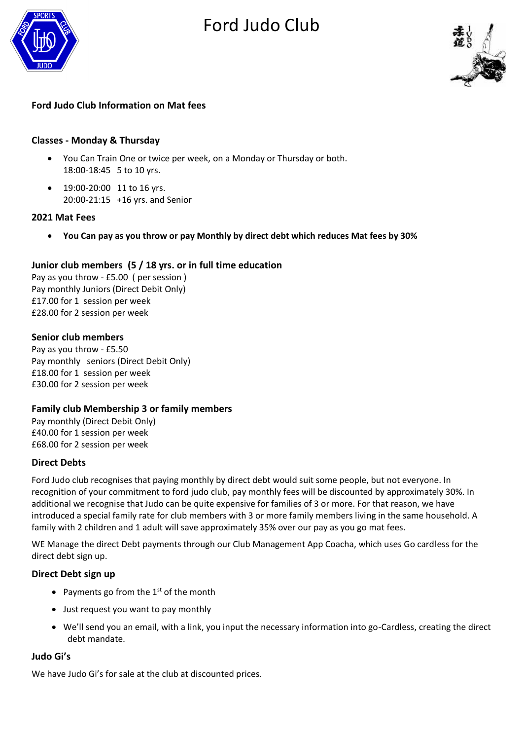# Ford Judo Club

**Ford Judo Club Information on Mat fees**

### Classes - Monday & Thursday

- You Can Train One or twice per week, on a Monday or Thursday or both.
  18:00-18:45 5 to 10 yrs.
- 19:00-20:00 11 to 16 yrs.
  20:00-21:15 +16 yrs. and Senior

### 2021 Mat Fees

- **You Can pay as you throw or pay Monthly by direct debt which reduces Mat fees by 30%**

### Junior club members (5 / 18 yrs. or in full time education

Pay as you throw - £5.00 ( per session )
Pay monthly Juniors (Direct Debit Only)
£17.00 for 1 session per week
£28.00 for 2 session per week

### Senior club members

Pay as you throw - £5.50
Pay monthly seniors (Direct Debit Only)
£18.00 for 1 session per week
£30.00 for 2 session per week

### Family club Membership 3 or family members

Pay monthly (Direct Debit Only)
£40.00 for 1 session per week
£68.00 for 2 session per week

### Direct Debts

Ford Judo club recognises that paying monthly by direct debt would suit some people, but not everyone. In recognition of your commitment to ford judo club, pay monthly fees will be discounted by approximately 30%. In additional we recognise that Judo can be quite expensive for families of 3 or more. For that reason, we have introduced a special family rate for club members with 3 or more family members living in the same household. A family with 2 children and 1 adult will save approximately 35% over our pay as you go mat fees.

WE Manage the direct Debt payments through our Club Management App Coacha, which uses Go cardless for the direct debt sign up.

### Direct Debt sign up

- Payments go from the 1st of the month
- Just request you want to pay monthly
- We'll send you an email, with a link, you input the necessary information into go-Cardless, creating the direct debt mandate.

### Judo Gi's

We have Judo Gi's for sale at the club at discounted prices.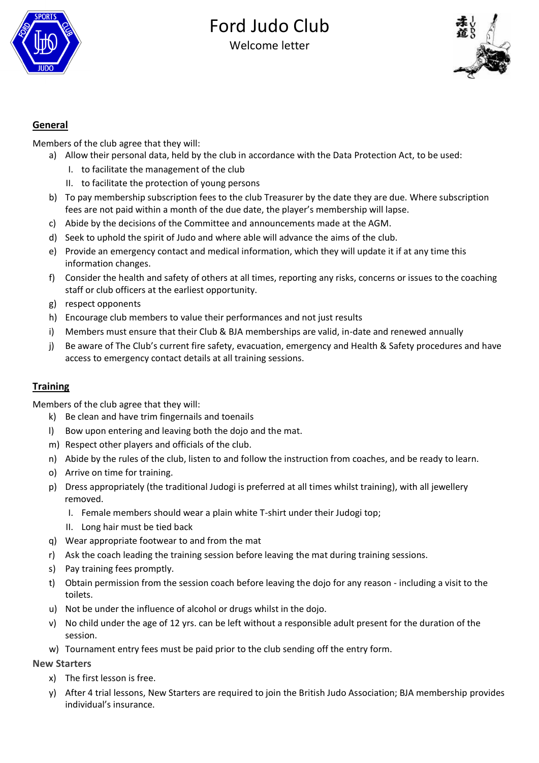# Ford Judo Club

Welcome letter

## General

Members of the club agree that they will:

a) Allow their personal data, held by the club in accordance with the Data Protection Act, to be used:
   I. to facilitate the management of the club
   II. to facilitate the protection of young persons
b) To pay membership subscription fees to the club Treasurer by the date they are due. Where subscription fees are not paid within a month of the due date, the player's membership will lapse.
c) Abide by the decisions of the Committee and announcements made at the AGM.
d) Seek to uphold the spirit of Judo and where able will advance the aims of the club.
e) Provide an emergency contact and medical information, which they will update it if at any time this information changes.
f) Consider the health and safety of others at all times, reporting any risks, concerns or issues to the coaching staff or club officers at the earliest opportunity.
g) respect opponents
h) Encourage club members to value their performances and not just results
i) Members must ensure that their Club & BJA memberships are valid, in-date and renewed annually
j) Be aware of The Club's current fire safety, evacuation, emergency and Health & Safety procedures and have access to emergency contact details at all training sessions.

## Training

Members of the club agree that they will:

k) Be clean and have trim fingernails and toenails
l) Bow upon entering and leaving both the dojo and the mat.
m) Respect other players and officials of the club.
n) Abide by the rules of the club, listen to and follow the instruction from coaches, and be ready to learn.
o) Arrive on time for training.
p) Dress appropriately (the traditional Judogi is preferred at all times whilst training), with all jewellery removed.
   I. Female members should wear a plain white T-shirt under their Judogi top;
   II. Long hair must be tied back
q) Wear appropriate footwear to and from the mat
r) Ask the coach leading the training session before leaving the mat during training sessions.
s) Pay training fees promptly.
t) Obtain permission from the session coach before leaving the dojo for any reason - including a visit to the toilets.
u) Not be under the influence of alcohol or drugs whilst in the dojo.
v) No child under the age of 12 yrs. can be left without a responsible adult present for the duration of the session.
w) Tournament entry fees must be paid prior to the club sending off the entry form.

### New Starters

x) The first lesson is free.
y) After 4 trial lessons, New Starters are required to join the British Judo Association; BJA membership provides individual's insurance.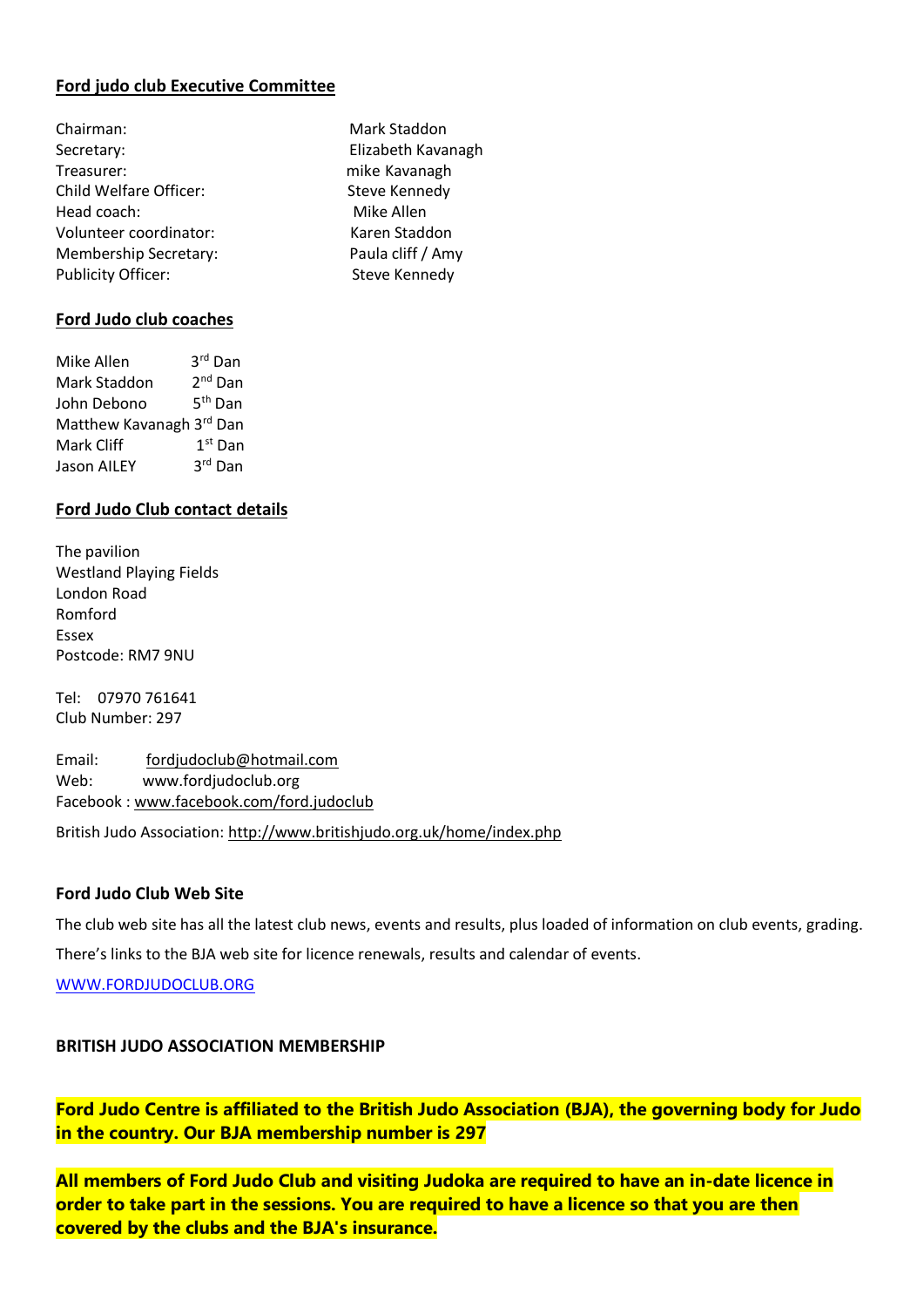**Ford judo club Executive Committee**

| | |
|---|---|
| Chairman: | Mark Staddon |
| Secretary: | Elizabeth Kavanagh |
| Treasurer: | mike Kavanagh |
| Child Welfare Officer: | Steve Kennedy |
| Head coach: | Mike Allen |
| Volunteer coordinator: | Karen Staddon |
| Membership Secretary: | Paula cliff / Amy |
| Publicity Officer: | Steve Kennedy |

**Ford Judo club coaches**

| | |
|---|---|
| Mike Allen | 3rd Dan |
| Mark Staddon | 2nd Dan |
| John Debono | 5th Dan |
| Matthew Kavanagh | 3rd Dan |
| Mark Cliff | 1st Dan |
| Jason AILEY | 3rd Dan |

**Ford Judo Club contact details**

The pavilion
Westland Playing Fields
London Road
Romford
Essex
Postcode: RM7 9NU

Tel: 07970 761641
Club Number: 297

Email: fordjudoclub@hotmail.com
Web: www.fordjudoclub.org
Facebook : www.facebook.com/ford.judoclub

British Judo Association: http://www.britishjudo.org.uk/home/index.php

**Ford Judo Club Web Site**

The club web site has all the latest club news, events and results, plus loaded of information on club events, grading.

There's links to the BJA web site for licence renewals, results and calendar of events.

WWW.FORDJUDOCLUB.ORG

**BRITISH JUDO ASSOCIATION MEMBERSHIP**

**Ford Judo Centre is affiliated to the British Judo Association (BJA), the governing body for Judo in the country. Our BJA membership number is 297**

**All members of Ford Judo Club and visiting Judoka are required to have an in-date licence in order to take part in the sessions. You are required to have a licence so that you are then covered by the clubs and the BJA's insurance.**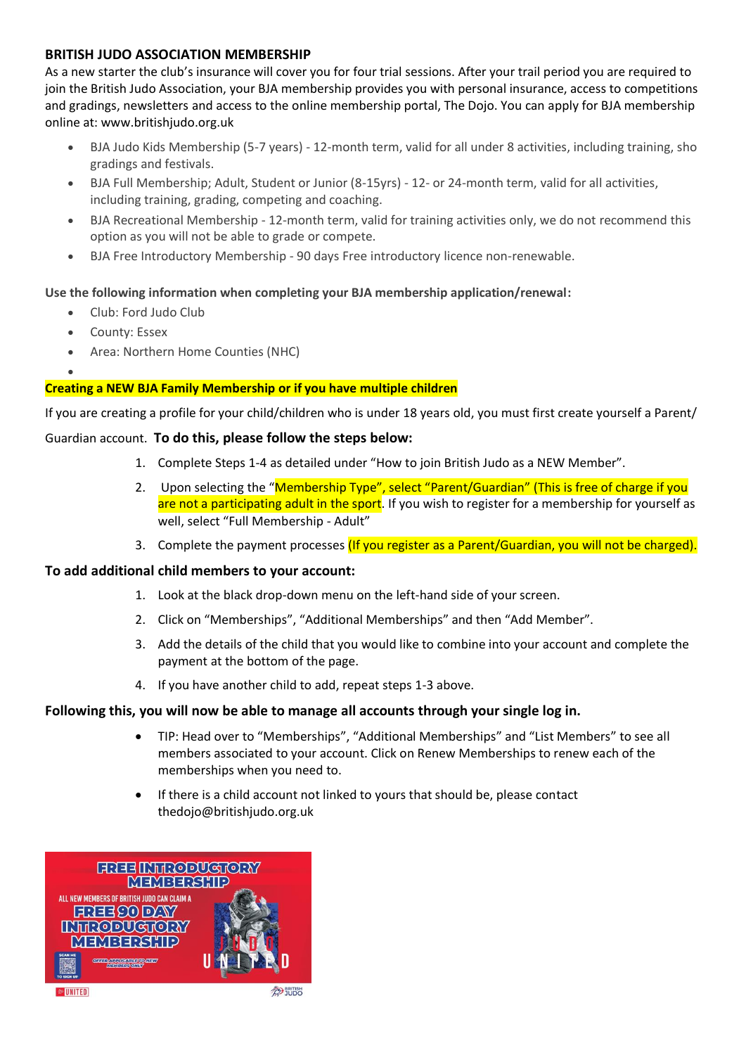**BRITISH JUDO ASSOCIATION MEMBERSHIP**

As a new starter the club's insurance will cover you for four trial sessions. After your trail period you are required to join the British Judo Association, your BJA membership provides you with personal insurance, access to competitions and gradings, newsletters and access to the online membership portal, The Dojo. You can apply for BJA membership online at: www.britishjudo.org.uk

- BJA Judo Kids Membership (5-7 years) - 12-month term, valid for all under 8 activities, including training, sho gradings and festivals.
- BJA Full Membership; Adult, Student or Junior (8-15yrs) - 12- or 24-month term, valid for all activities, including training, grading, competing and coaching.
- BJA Recreational Membership - 12-month term, valid for training activities only, we do not recommend this option as you will not be able to grade or compete.
- BJA Free Introductory Membership - 90 days Free introductory licence non-renewable.

**Use the following information when completing your BJA membership application/renewal:**

- Club: Ford Judo Club
- County: Essex
- Area: Northern Home Counties (NHC)

**Creating a NEW BJA Family Membership or if you have multiple children**

If you are creating a profile for your child/children who is under 18 years old, you must first create yourself a Parent/ Guardian account. **To do this, please follow the steps below:**

1. Complete Steps 1-4 as detailed under "How to join British Judo as a NEW Member".
2. Upon selecting the "Membership Type", select "Parent/Guardian" (This is free of charge if you are not a participating adult in the sport. If you wish to register for a membership for yourself as well, select "Full Membership - Adult"
3. Complete the payment processes (If you register as a Parent/Guardian, you will not be charged).

**To add additional child members to your account:**

1. Look at the black drop-down menu on the left-hand side of your screen.
2. Click on "Memberships", "Additional Memberships" and then "Add Member".
3. Add the details of the child that you would like to combine into your account and complete the payment at the bottom of the page.
4. If you have another child to add, repeat steps 1-3 above.

**Following this, you will now be able to manage all accounts through your single log in.**

- TIP: Head over to "Memberships", "Additional Memberships" and "List Members" to see all members associated to your account. Click on Renew Memberships to renew each of the memberships when you need to.
- If there is a child account not linked to yours that should be, please contact thedojo@britishjudo.org.uk

FREE INTRODUCTORY MEMBERSHIP

ALL NEW MEMBERS OF BRITISH JUDO CAN CLAIM A FREE 90 DAY INTRODUCTORY MEMBERSHIP

SCAN ME TO SIGN UP

OFFER APPLICABLE TO NEW MEMBERS ONLY

JUDO UNITED

UNITED

BRITISH JUDO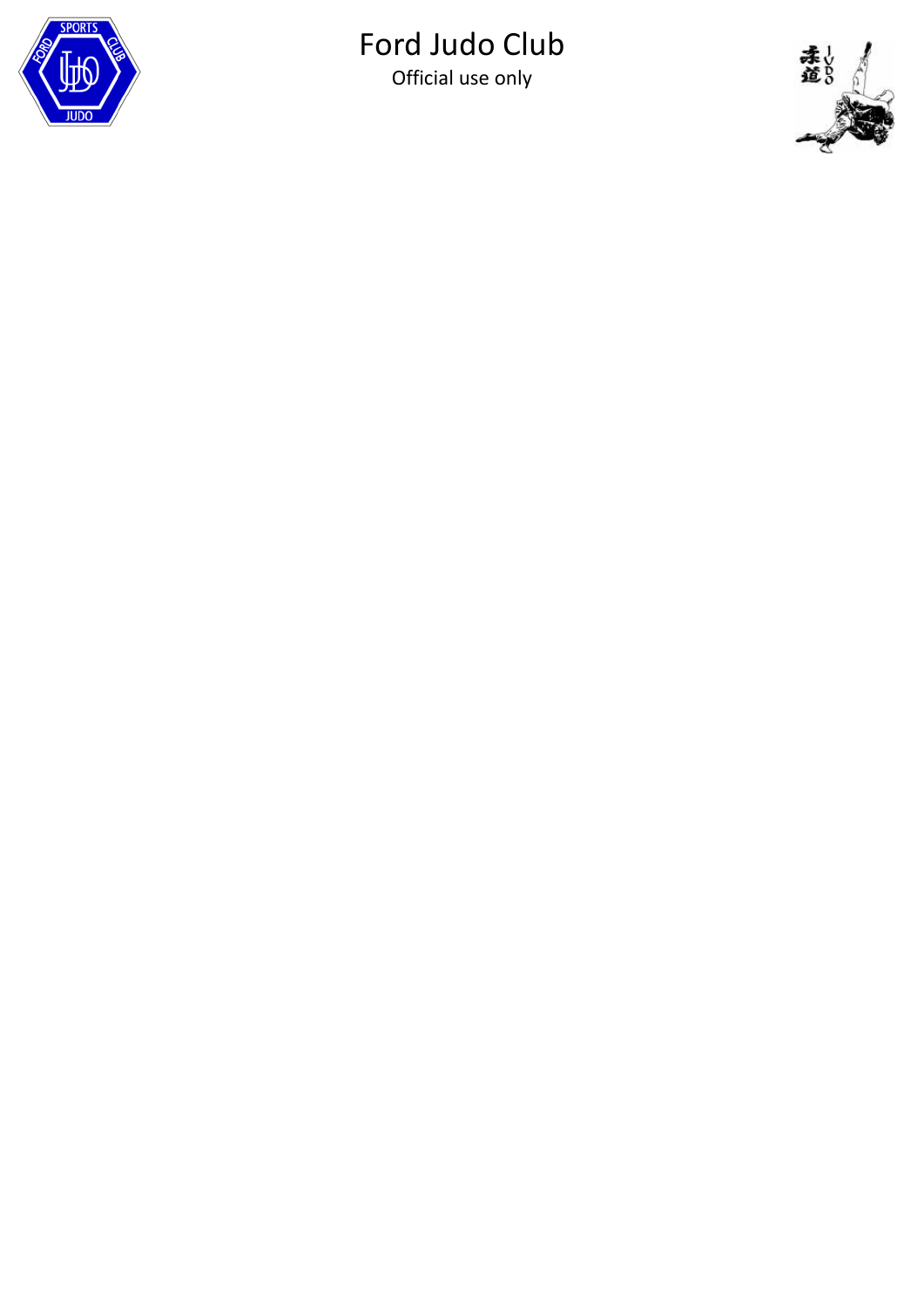# Ford Judo Club

Official use only